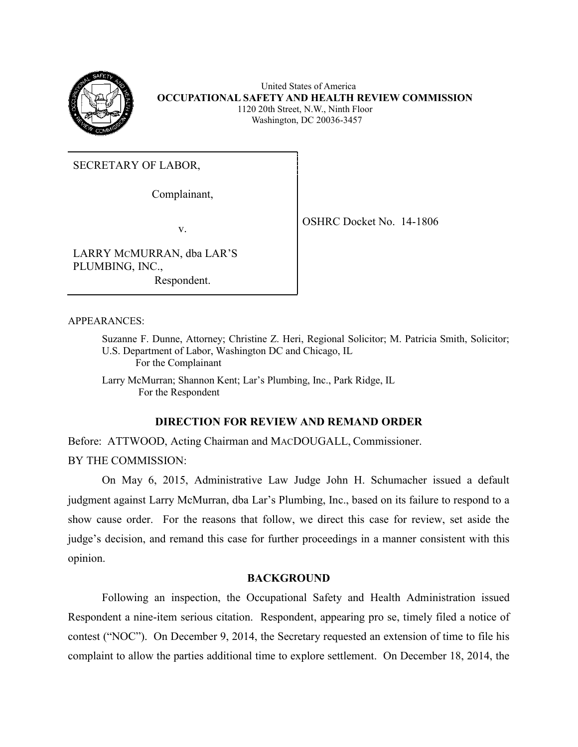United States of America
**OCCUPATIONAL SAFETY AND HEALTH REVIEW COMMISSION**
1120 20th Street, N.W., Ninth Floor
Washington, DC 20036-3457

SECRETARY OF LABOR,

Complainant,

v.

LARRY MCMURRAN, dba LAR'S PLUMBING, INC.,

Respondent.

OSHRC Docket No. 14-1806

APPEARANCES:

Suzanne F. Dunne, Attorney; Christine Z. Heri, Regional Solicitor; M. Patricia Smith, Solicitor; U.S. Department of Labor, Washington DC and Chicago, IL
For the Complainant

Larry McMurran; Shannon Kent; Lar's Plumbing, Inc., Park Ridge, IL
For the Respondent

## DIRECTION FOR REVIEW AND REMAND ORDER

Before: ATTWOOD, Acting Chairman and MACDOUGALL, Commissioner.

BY THE COMMISSION:

On May 6, 2015, Administrative Law Judge John H. Schumacher issued a default judgment against Larry McMurran, dba Lar's Plumbing, Inc., based on its failure to respond to a show cause order. For the reasons that follow, we direct this case for review, set aside the judge's decision, and remand this case for further proceedings in a manner consistent with this opinion.

## BACKGROUND

Following an inspection, the Occupational Safety and Health Administration issued Respondent a nine-item serious citation. Respondent, appearing pro se, timely filed a notice of contest ("NOC"). On December 9, 2014, the Secretary requested an extension of time to file his complaint to allow the parties additional time to explore settlement. On December 18, 2014, the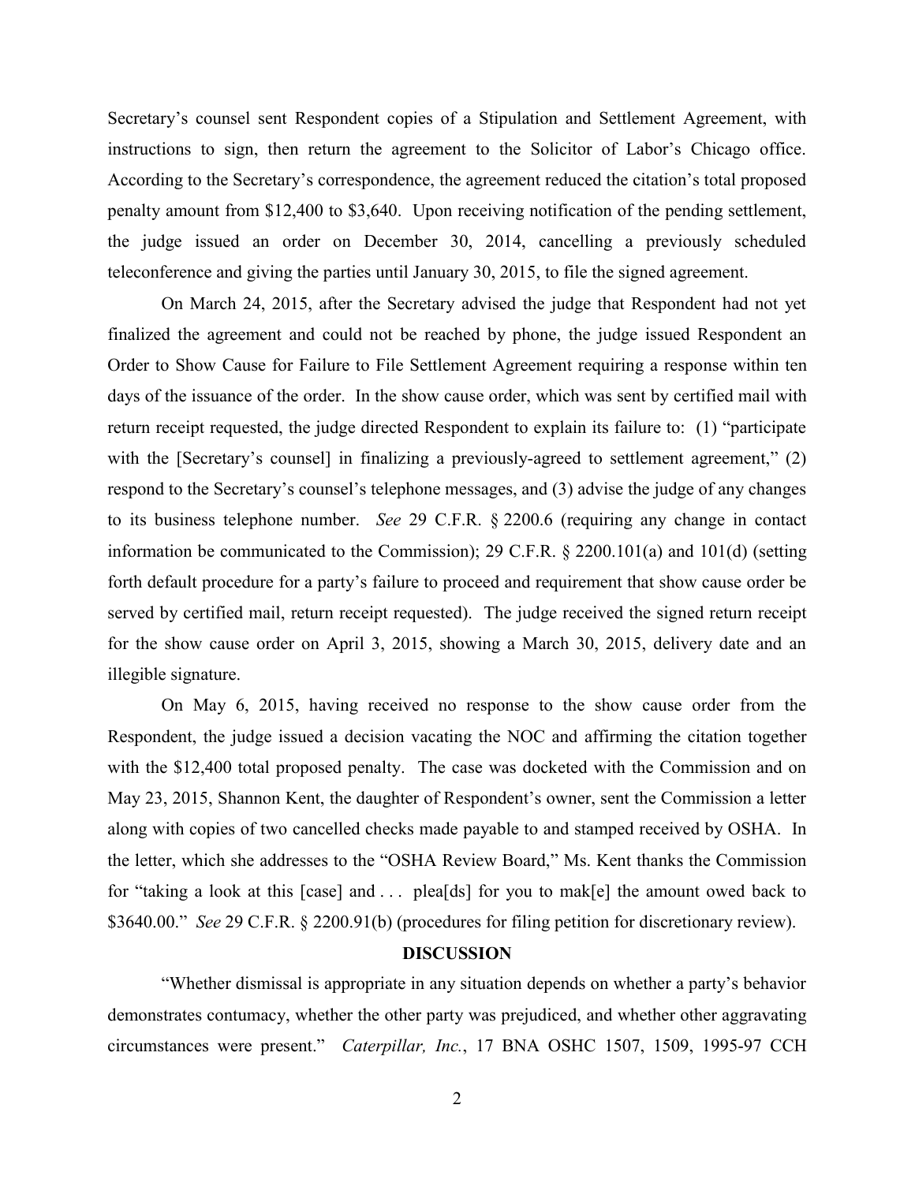Secretary's counsel sent Respondent copies of a Stipulation and Settlement Agreement, with instructions to sign, then return the agreement to the Solicitor of Labor's Chicago office. According to the Secretary's correspondence, the agreement reduced the citation's total proposed penalty amount from $12,400 to $3,640. Upon receiving notification of the pending settlement, the judge issued an order on December 30, 2014, cancelling a previously scheduled teleconference and giving the parties until January 30, 2015, to file the signed agreement.

On March 24, 2015, after the Secretary advised the judge that Respondent had not yet finalized the agreement and could not be reached by phone, the judge issued Respondent an Order to Show Cause for Failure to File Settlement Agreement requiring a response within ten days of the issuance of the order. In the show cause order, which was sent by certified mail with return receipt requested, the judge directed Respondent to explain its failure to: (1) "participate with the [Secretary's counsel] in finalizing a previously-agreed to settlement agreement," (2) respond to the Secretary's counsel's telephone messages, and (3) advise the judge of any changes to its business telephone number. *See* 29 C.F.R. § 2200.6 (requiring any change in contact information be communicated to the Commission); 29 C.F.R. § 2200.101(a) and 101(d) (setting forth default procedure for a party's failure to proceed and requirement that show cause order be served by certified mail, return receipt requested). The judge received the signed return receipt for the show cause order on April 3, 2015, showing a March 30, 2015, delivery date and an illegible signature.

On May 6, 2015, having received no response to the show cause order from the Respondent, the judge issued a decision vacating the NOC and affirming the citation together with the $12,400 total proposed penalty. The case was docketed with the Commission and on May 23, 2015, Shannon Kent, the daughter of Respondent's owner, sent the Commission a letter along with copies of two cancelled checks made payable to and stamped received by OSHA. In the letter, which she addresses to the "OSHA Review Board," Ms. Kent thanks the Commission for "taking a look at this [case] and . . . plea[ds] for you to mak[e] the amount owed back to $3640.00." *See* 29 C.F.R. § 2200.91(b) (procedures for filing petition for discretionary review).

## DISCUSSION

"Whether dismissal is appropriate in any situation depends on whether a party's behavior demonstrates contumacy, whether the other party was prejudiced, and whether other aggravating circumstances were present." *Caterpillar, Inc.*, 17 BNA OSHC 1507, 1509, 1995-97 CCH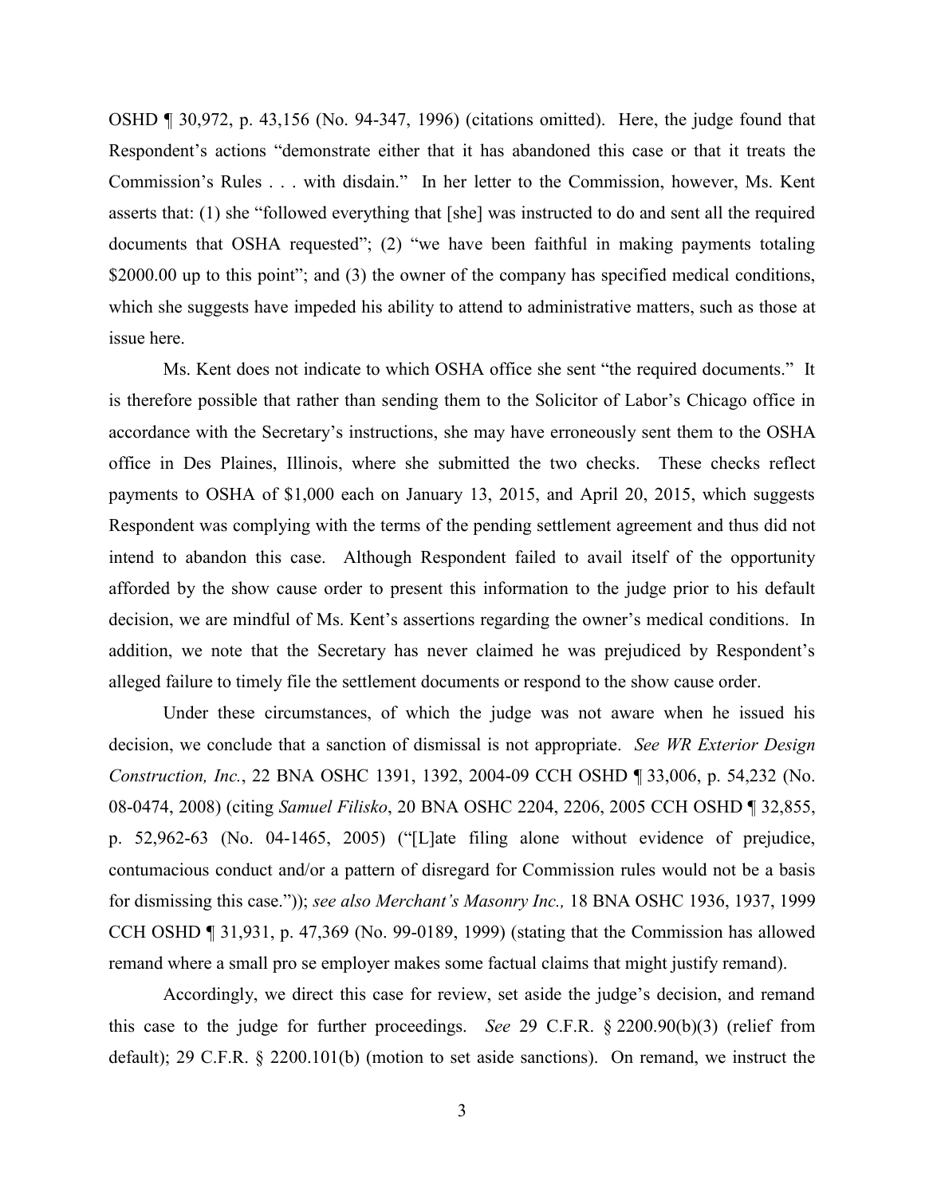OSHD ¶ 30,972, p. 43,156 (No. 94-347, 1996) (citations omitted). Here, the judge found that Respondent's actions "demonstrate either that it has abandoned this case or that it treats the Commission's Rules . . . with disdain." In her letter to the Commission, however, Ms. Kent asserts that: (1) she "followed everything that [she] was instructed to do and sent all the required documents that OSHA requested"; (2) "we have been faithful in making payments totaling $2000.00 up to this point"; and (3) the owner of the company has specified medical conditions, which she suggests have impeded his ability to attend to administrative matters, such as those at issue here.

Ms. Kent does not indicate to which OSHA office she sent "the required documents." It is therefore possible that rather than sending them to the Solicitor of Labor's Chicago office in accordance with the Secretary's instructions, she may have erroneously sent them to the OSHA office in Des Plaines, Illinois, where she submitted the two checks. These checks reflect payments to OSHA of $1,000 each on January 13, 2015, and April 20, 2015, which suggests Respondent was complying with the terms of the pending settlement agreement and thus did not intend to abandon this case. Although Respondent failed to avail itself of the opportunity afforded by the show cause order to present this information to the judge prior to his default decision, we are mindful of Ms. Kent's assertions regarding the owner's medical conditions. In addition, we note that the Secretary has never claimed he was prejudiced by Respondent's alleged failure to timely file the settlement documents or respond to the show cause order.

Under these circumstances, of which the judge was not aware when he issued his decision, we conclude that a sanction of dismissal is not appropriate. *See WR Exterior Design Construction, Inc.*, 22 BNA OSHC 1391, 1392, 2004-09 CCH OSHD ¶ 33,006, p. 54,232 (No. 08-0474, 2008) (citing *Samuel Filisko*, 20 BNA OSHC 2204, 2206, 2005 CCH OSHD ¶ 32,855, p. 52,962-63 (No. 04-1465, 2005) ("[L]ate filing alone without evidence of prejudice, contumacious conduct and/or a pattern of disregard for Commission rules would not be a basis for dismissing this case.")); *see also Merchant's Masonry Inc.,* 18 BNA OSHC 1936, 1937, 1999 CCH OSHD ¶ 31,931, p. 47,369 (No. 99-0189, 1999) (stating that the Commission has allowed remand where a small pro se employer makes some factual claims that might justify remand).

Accordingly, we direct this case for review, set aside the judge's decision, and remand this case to the judge for further proceedings. *See* 29 C.F.R. § 2200.90(b)(3) (relief from default); 29 C.F.R. § 2200.101(b) (motion to set aside sanctions). On remand, we instruct the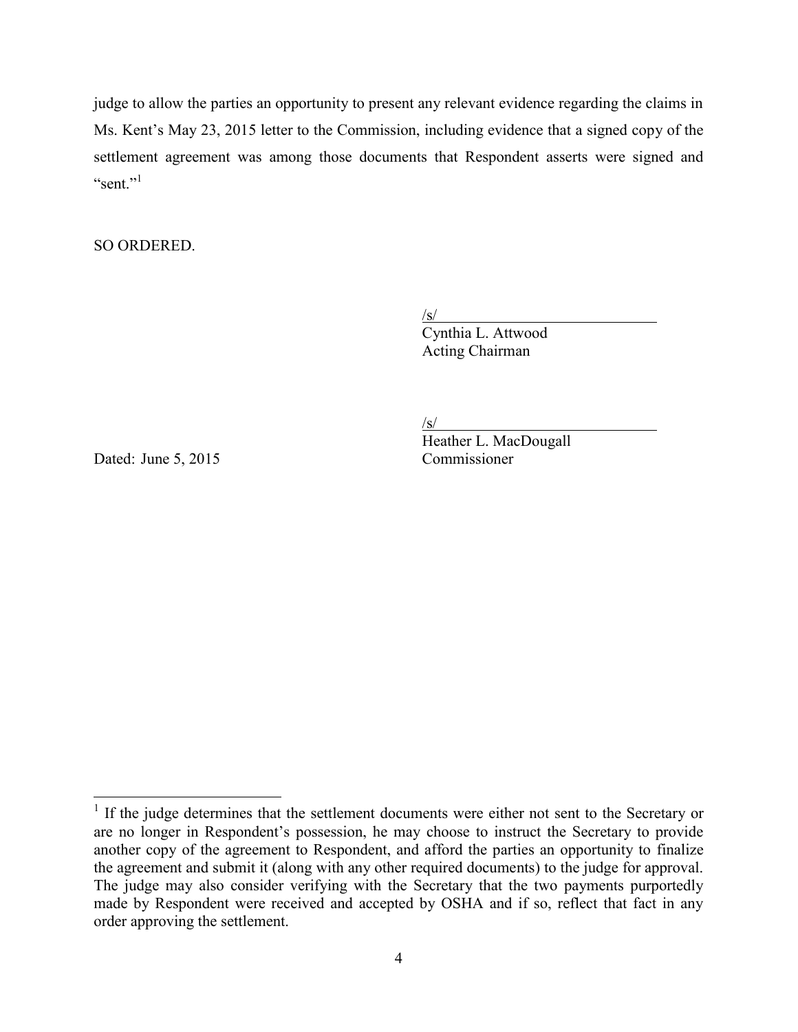judge to allow the parties an opportunity to present any relevant evidence regarding the claims in Ms. Kent's May 23, 2015 letter to the Commission, including evidence that a signed copy of the settlement agreement was among those documents that Respondent asserts were signed and "sent."[1]

SO ORDERED.

/s/
Cynthia L. Attwood
Acting Chairman

/s/
Heather L. MacDougall
Commissioner

Dated: June 5, 2015

---

[1] If the judge determines that the settlement documents were either not sent to the Secretary or are no longer in Respondent's possession, he may choose to instruct the Secretary to provide another copy of the agreement to Respondent, and afford the parties an opportunity to finalize the agreement and submit it (along with any other required documents) to the judge for approval. The judge may also consider verifying with the Secretary that the two payments purportedly made by Respondent were received and accepted by OSHA and if so, reflect that fact in any order approving the settlement.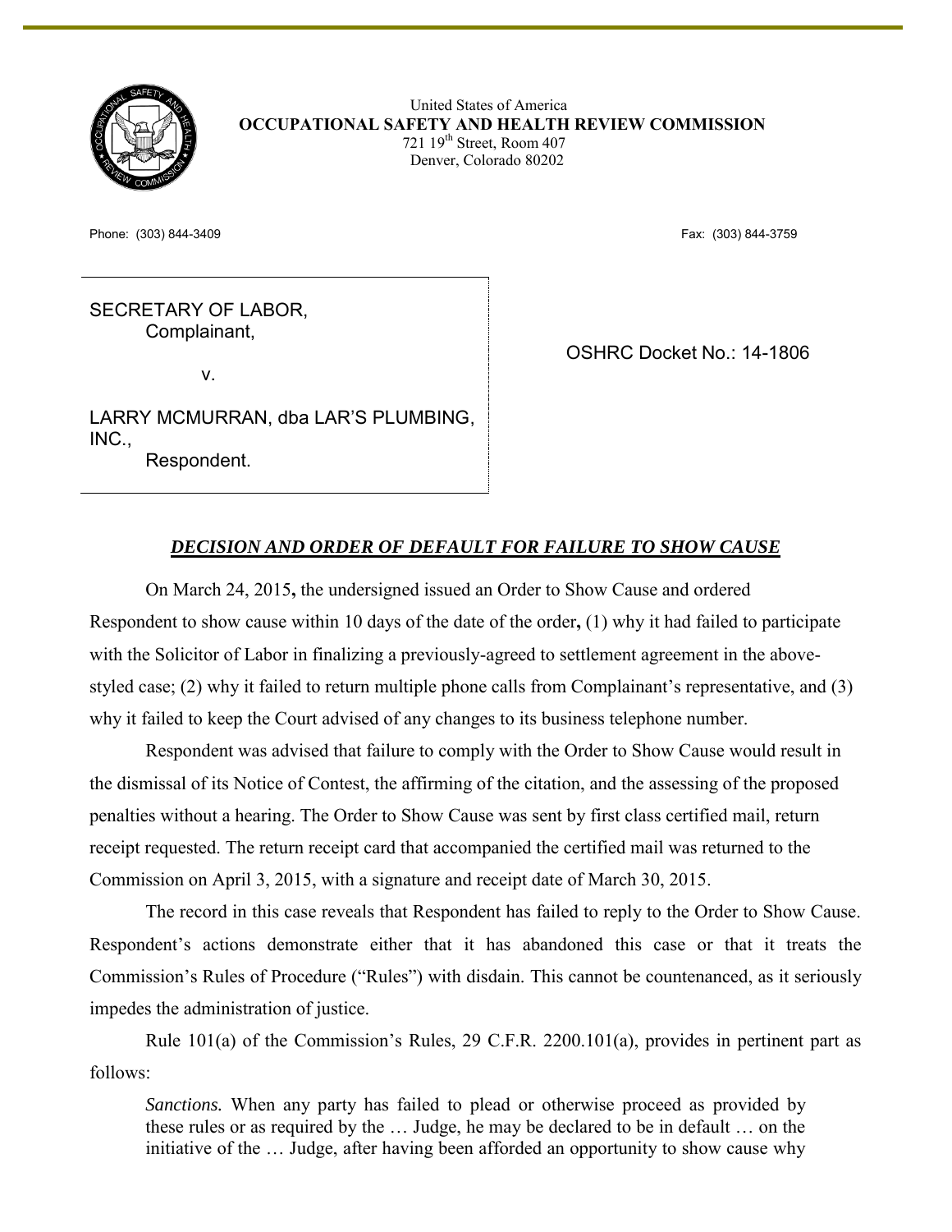United States of America
**OCCUPATIONAL SAFETY AND HEALTH REVIEW COMMISSION**
721 19th Street, Room 407
Denver, Colorado 80202

Phone: (303) 844-3409

Fax: (303) 844-3759

| | |
|---|---|
| SECRETARY OF LABOR, Complainant, v. LARRY MCMURRAN, dba LAR'S PLUMBING, INC., Respondent. | OSHRC Docket No.: 14-1806 |

## *DECISION AND ORDER OF DEFAULT FOR FAILURE TO SHOW CAUSE*

On March 24, 2015**,** the undersigned issued an Order to Show Cause and ordered Respondent to show cause within 10 days of the date of the order**,** (1) why it had failed to participate with the Solicitor of Labor in finalizing a previously-agreed to settlement agreement in the above-styled case; (2) why it failed to return multiple phone calls from Complainant's representative, and (3) why it failed to keep the Court advised of any changes to its business telephone number.

Respondent was advised that failure to comply with the Order to Show Cause would result in the dismissal of its Notice of Contest, the affirming of the citation, and the assessing of the proposed penalties without a hearing. The Order to Show Cause was sent by first class certified mail, return receipt requested. The return receipt card that accompanied the certified mail was returned to the Commission on April 3, 2015, with a signature and receipt date of March 30, 2015.

The record in this case reveals that Respondent has failed to reply to the Order to Show Cause. Respondent's actions demonstrate either that it has abandoned this case or that it treats the Commission's Rules of Procedure ("Rules") with disdain. This cannot be countenanced, as it seriously impedes the administration of justice.

Rule 101(a) of the Commission's Rules, 29 C.F.R. 2200.101(a), provides in pertinent part as follows:

> *Sanctions.* When any party has failed to plead or otherwise proceed as provided by these rules or as required by the … Judge, he may be declared to be in default … on the initiative of the … Judge, after having been afforded an opportunity to show cause why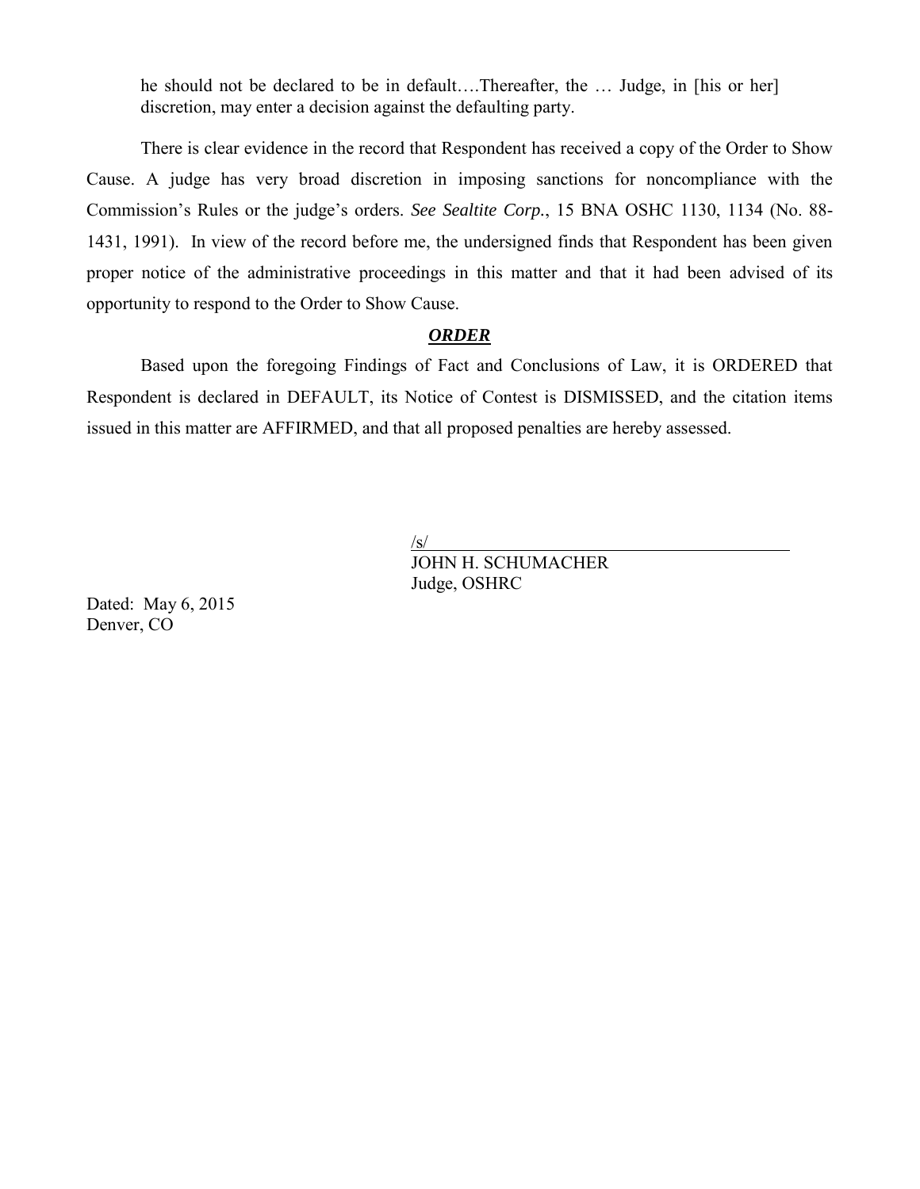> he should not be declared to be in default….Thereafter, the … Judge, in [his or her] discretion, may enter a decision against the defaulting party.

There is clear evidence in the record that Respondent has received a copy of the Order to Show Cause. A judge has very broad discretion in imposing sanctions for noncompliance with the Commission's Rules or the judge's orders. *See Sealtite Corp.*, 15 BNA OSHC 1130, 1134 (No. 88-1431, 1991). In view of the record before me, the undersigned finds that Respondent has been given proper notice of the administrative proceedings in this matter and that it had been advised of its opportunity to respond to the Order to Show Cause.

## ***ORDER***

Based upon the foregoing Findings of Fact and Conclusions of Law, it is ORDERED that Respondent is declared in DEFAULT, its Notice of Contest is DISMISSED, and the citation items issued in this matter are AFFIRMED, and that all proposed penalties are hereby assessed.

/s/
JOHN H. SCHUMACHER
Judge, OSHRC

Dated: May 6, 2015
Denver, CO